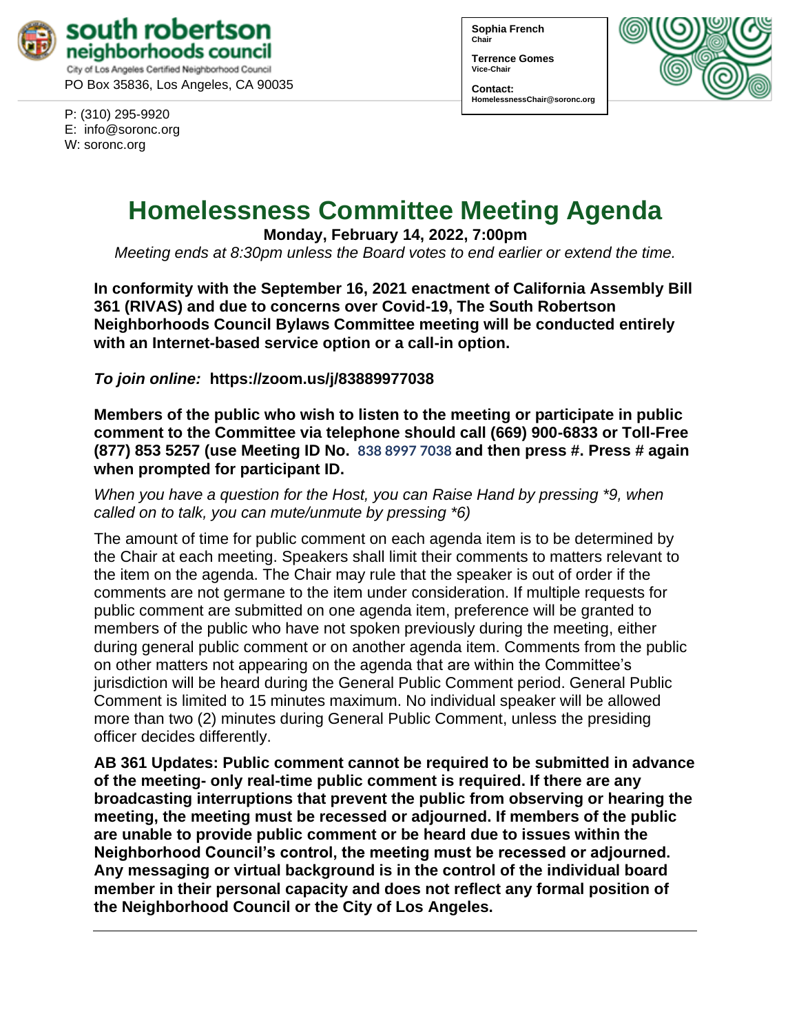**south robertson neighborhoods council**
City of Los Angeles Certified Neighborhood Council
PO Box 35836, Los Angeles, CA 90035

P: (310) 295-9920
E: info@soronc.org
W: soronc.org

**Sophia French**
Chair

**Terrence Gomes**
Vice-Chair

**Contact:**
HomelessnessChair@soronc.org

# Homelessness Committee Meeting Agenda

**Monday, February 14, 2022, 7:00pm**

*Meeting ends at 8:30pm unless the Board votes to end earlier or extend the time.*

**In conformity with the September 16, 2021 enactment of California Assembly Bill 361 (RIVAS) and due to concerns over Covid-19, The South Robertson Neighborhoods Council Bylaws Committee meeting will be conducted entirely with an Internet-based service option or a call-in option.**

***To join online:*** **https://zoom.us/j/83889977038**

**Members of the public who wish to listen to the meeting or participate in public comment to the Committee via telephone should call (669) 900-6833 or Toll-Free (877) 853 5257 (use Meeting ID No. 838 8997 7038 and then press #. Press # again when prompted for participant ID.**

*When you have a question for the Host, you can Raise Hand by pressing \*9, when called on to talk, you can mute/unmute by pressing \*6)*

The amount of time for public comment on each agenda item is to be determined by the Chair at each meeting. Speakers shall limit their comments to matters relevant to the item on the agenda. The Chair may rule that the speaker is out of order if the comments are not germane to the item under consideration. If multiple requests for public comment are submitted on one agenda item, preference will be granted to members of the public who have not spoken previously during the meeting, either during general public comment or on another agenda item. Comments from the public on other matters not appearing on the agenda that are within the Committee's jurisdiction will be heard during the General Public Comment period. General Public Comment is limited to 15 minutes maximum. No individual speaker will be allowed more than two (2) minutes during General Public Comment, unless the presiding officer decides differently.

**AB 361 Updates: Public comment cannot be required to be submitted in advance of the meeting- only real-time public comment is required. If there are any broadcasting interruptions that prevent the public from observing or hearing the meeting, the meeting must be recessed or adjourned. If members of the public are unable to provide public comment or be heard due to issues within the Neighborhood Council's control, the meeting must be recessed or adjourned. Any messaging or virtual background is in the control of the individual board member in their personal capacity and does not reflect any formal position of the Neighborhood Council or the City of Los Angeles.**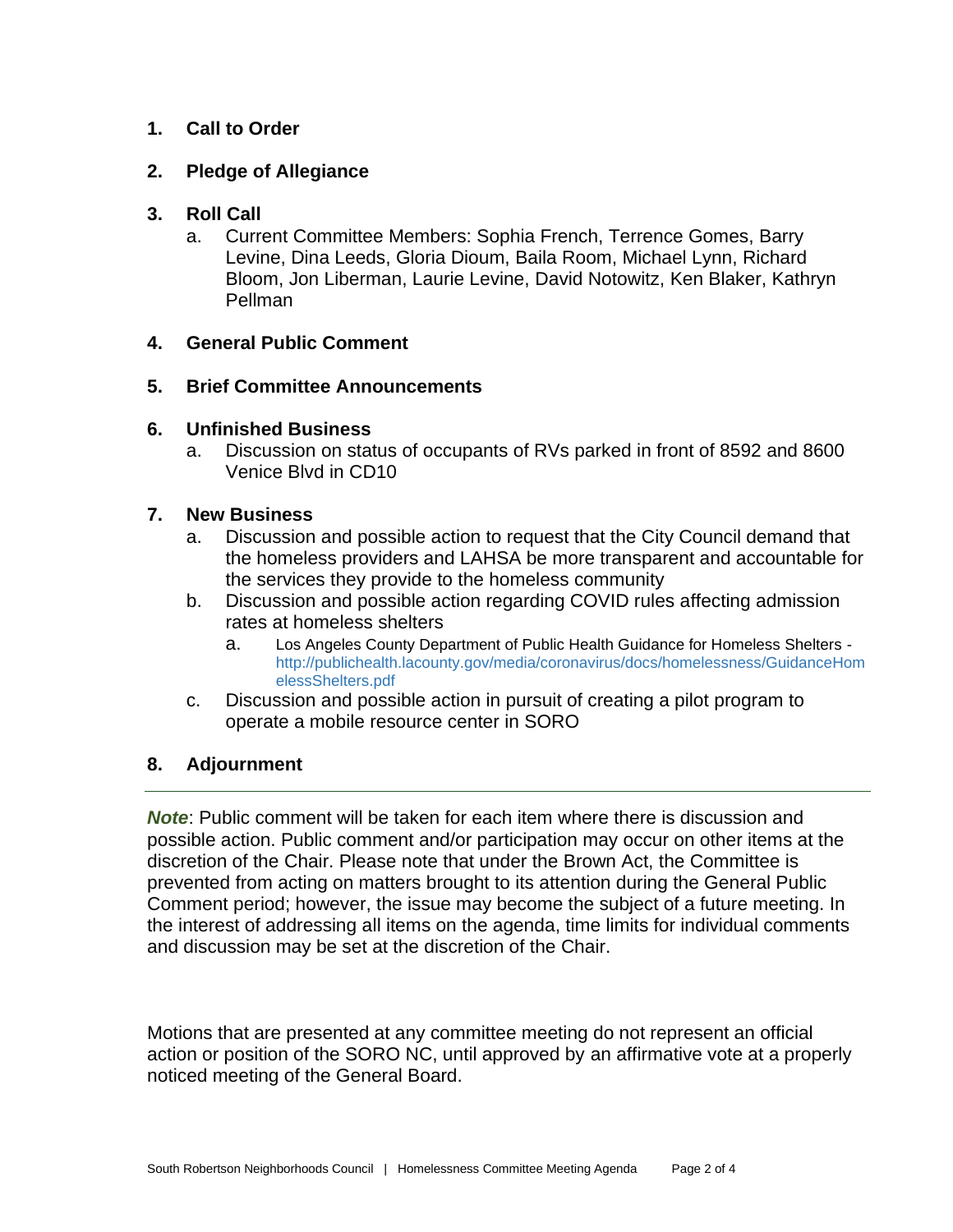1. **Call to Order**

2. **Pledge of Allegiance**

3. **Roll Call**
   a. Current Committee Members: Sophia French, Terrence Gomes, Barry Levine, Dina Leeds, Gloria Dioum, Baila Room, Michael Lynn, Richard Bloom, Jon Liberman, Laurie Levine, David Notowitz, Ken Blaker, Kathryn Pellman

4. **General Public Comment**

5. **Brief Committee Announcements**

6. **Unfinished Business**
   a. Discussion on status of occupants of RVs parked in front of 8592 and 8600 Venice Blvd in CD10

7. **New Business**
   a. Discussion and possible action to request that the City Council demand that the homeless providers and LAHSA be more transparent and accountable for the services they provide to the homeless community
   b. Discussion and possible action regarding COVID rules affecting admission rates at homeless shelters
      a. Los Angeles County Department of Public Health Guidance for Homeless Shelters - http://publichealth.lacounty.gov/media/coronavirus/docs/homelessness/GuidanceHomelessShelters.pdf
   c. Discussion and possible action in pursuit of creating a pilot program to operate a mobile resource center in SORO

8. **Adjournment**

---

***Note***: Public comment will be taken for each item where there is discussion and possible action. Public comment and/or participation may occur on other items at the discretion of the Chair. Please note that under the Brown Act, the Committee is prevented from acting on matters brought to its attention during the General Public Comment period; however, the issue may become the subject of a future meeting. In the interest of addressing all items on the agenda, time limits for individual comments and discussion may be set at the discretion of the Chair.

Motions that are presented at any committee meeting do not represent an official action or position of the SORO NC, until approved by an affirmative vote at a properly noticed meeting of the General Board.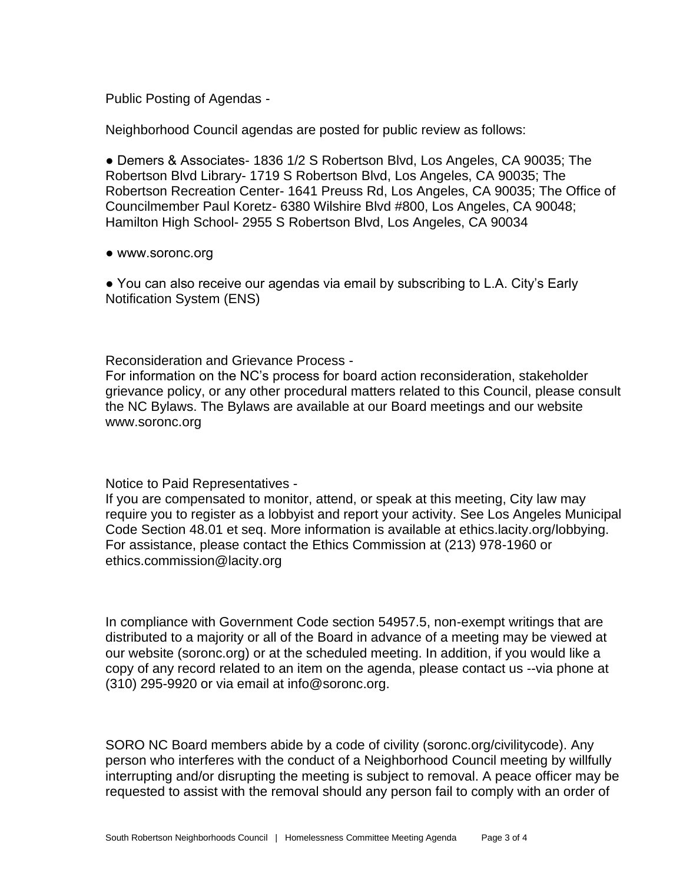Public Posting of Agendas -

Neighborhood Council agendas are posted for public review as follows:

- Demers & Associates- 1836 1/2 S Robertson Blvd, Los Angeles, CA 90035; The Robertson Blvd Library- 1719 S Robertson Blvd, Los Angeles, CA 90035; The Robertson Recreation Center- 1641 Preuss Rd, Los Angeles, CA 90035; The Office of Councilmember Paul Koretz- 6380 Wilshire Blvd #800, Los Angeles, CA 90048; Hamilton High School- 2955 S Robertson Blvd, Los Angeles, CA 90034

- www.soronc.org

- You can also receive our agendas via email by subscribing to L.A. City's Early Notification System (ENS)

Reconsideration and Grievance Process -
For information on the NC's process for board action reconsideration, stakeholder grievance policy, or any other procedural matters related to this Council, please consult the NC Bylaws. The Bylaws are available at our Board meetings and our website www.soronc.org

Notice to Paid Representatives -
If you are compensated to monitor, attend, or speak at this meeting, City law may require you to register as a lobbyist and report your activity. See Los Angeles Municipal Code Section 48.01 et seq. More information is available at ethics.lacity.org/lobbying. For assistance, please contact the Ethics Commission at (213) 978-1960 or ethics.commission@lacity.org

In compliance with Government Code section 54957.5, non-exempt writings that are distributed to a majority or all of the Board in advance of a meeting may be viewed at our website (soronc.org) or at the scheduled meeting. In addition, if you would like a copy of any record related to an item on the agenda, please contact us --via phone at (310) 295-9920 or via email at info@soronc.org.

SORO NC Board members abide by a code of civility (soronc.org/civilitycode). Any person who interferes with the conduct of a Neighborhood Council meeting by willfully interrupting and/or disrupting the meeting is subject to removal. A peace officer may be requested to assist with the removal should any person fail to comply with an order of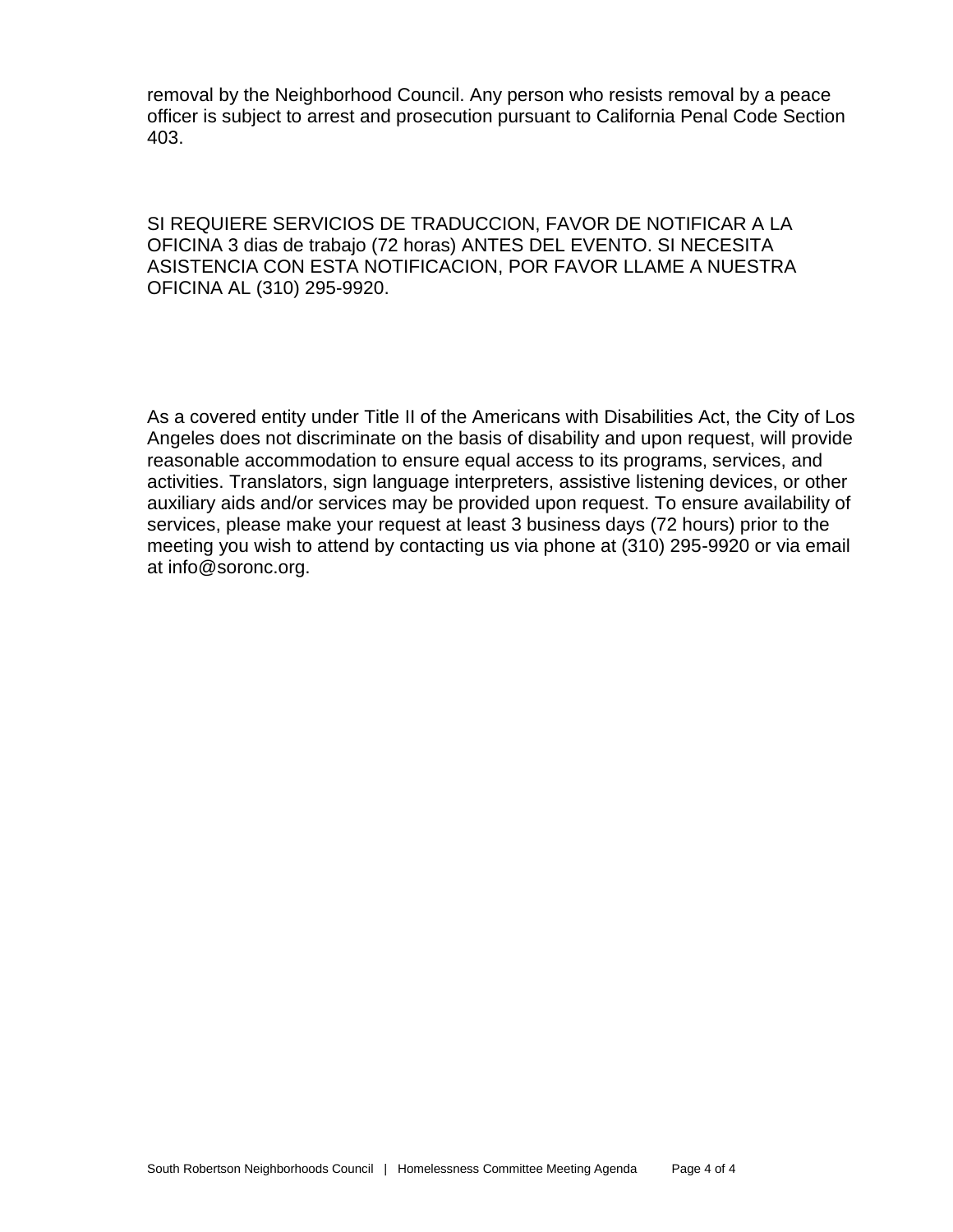removal by the Neighborhood Council. Any person who resists removal by a peace officer is subject to arrest and prosecution pursuant to California Penal Code Section 403.

SI REQUIERE SERVICIOS DE TRADUCCION, FAVOR DE NOTIFICAR A LA OFICINA 3 dias de trabajo (72 horas) ANTES DEL EVENTO. SI NECESITA ASISTENCIA CON ESTA NOTIFICACION, POR FAVOR LLAME A NUESTRA OFICINA AL (310) 295-9920.

As a covered entity under Title II of the Americans with Disabilities Act, the City of Los Angeles does not discriminate on the basis of disability and upon request, will provide reasonable accommodation to ensure equal access to its programs, services, and activities. Translators, sign language interpreters, assistive listening devices, or other auxiliary aids and/or services may be provided upon request. To ensure availability of services, please make your request at least 3 business days (72 hours) prior to the meeting you wish to attend by contacting us via phone at (310) 295-9920 or via email at info@soronc.org.